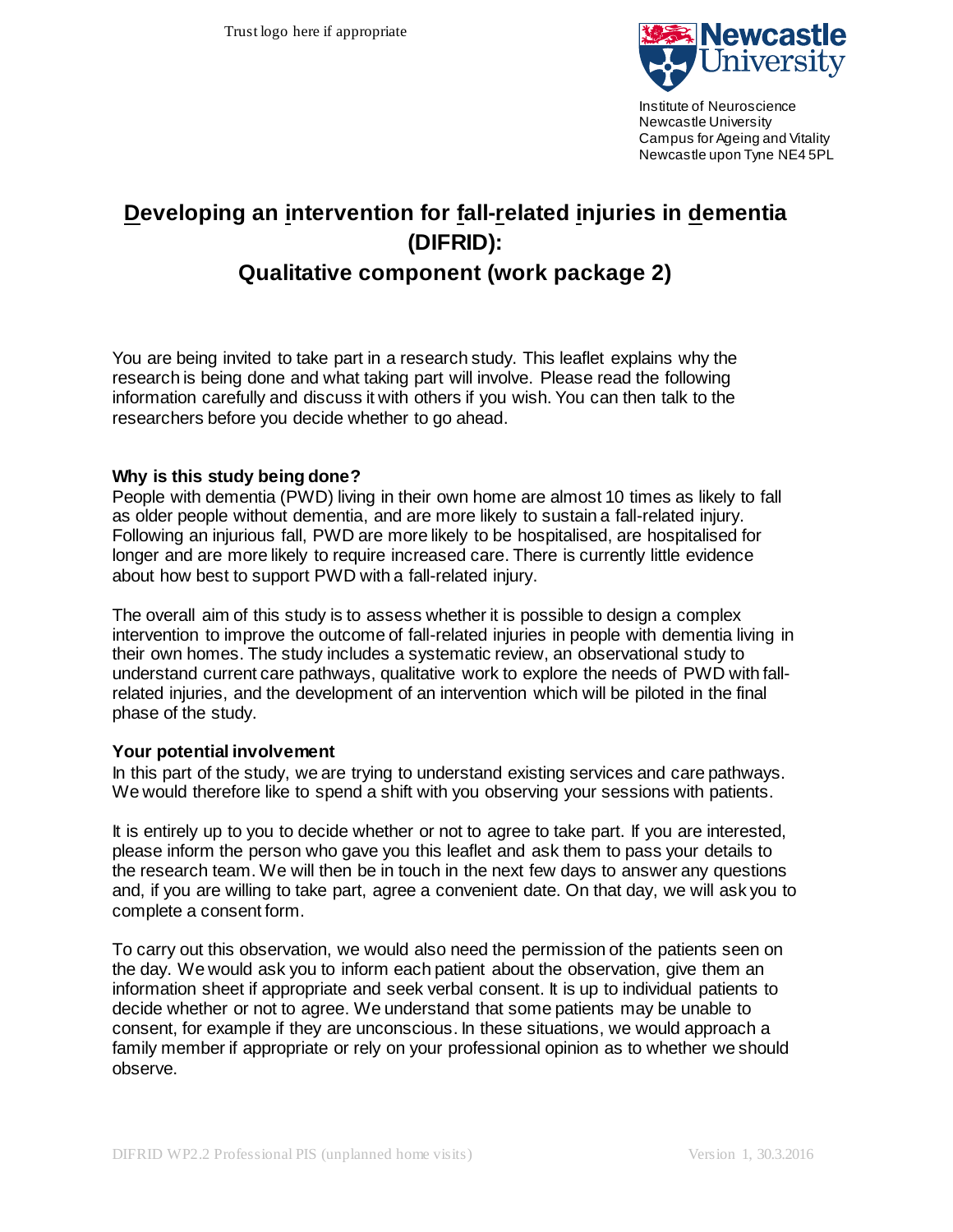Trust logo here if appropriate

Institute of Neuroscience
Newcastle University
Campus for Ageing and Vitality
Newcastle upon Tyne NE4 5PL

# Developing an intervention for fall-related injuries in dementia (DIFRID): Qualitative component (work package 2)

You are being invited to take part in a research study. This leaflet explains why the research is being done and what taking part will involve. Please read the following information carefully and discuss it with others if you wish. You can then talk to the researchers before you decide whether to go ahead.

**Why is this study being done?**

People with dementia (PWD) living in their own home are almost 10 times as likely to fall as older people without dementia, and are more likely to sustain a fall-related injury. Following an injurious fall, PWD are more likely to be hospitalised, are hospitalised for longer and are more likely to require increased care. There is currently little evidence about how best to support PWD with a fall-related injury.

The overall aim of this study is to assess whether it is possible to design a complex intervention to improve the outcome of fall-related injuries in people with dementia living in their own homes. The study includes a systematic review, an observational study to understand current care pathways, qualitative work to explore the needs of PWD with fall-related injuries, and the development of an intervention which will be piloted in the final phase of the study.

**Your potential involvement**

In this part of the study, we are trying to understand existing services and care pathways. We would therefore like to spend a shift with you observing your sessions with patients.

It is entirely up to you to decide whether or not to agree to take part. If you are interested, please inform the person who gave you this leaflet and ask them to pass your details to the research team. We will then be in touch in the next few days to answer any questions and, if you are willing to take part, agree a convenient date. On that day, we will ask you to complete a consent form.

To carry out this observation, we would also need the permission of the patients seen on the day. We would ask you to inform each patient about the observation, give them an information sheet if appropriate and seek verbal consent. It is up to individual patients to decide whether or not to agree. We understand that some patients may be unable to consent, for example if they are unconscious. In these situations, we would approach a family member if appropriate or rely on your professional opinion as to whether we should observe.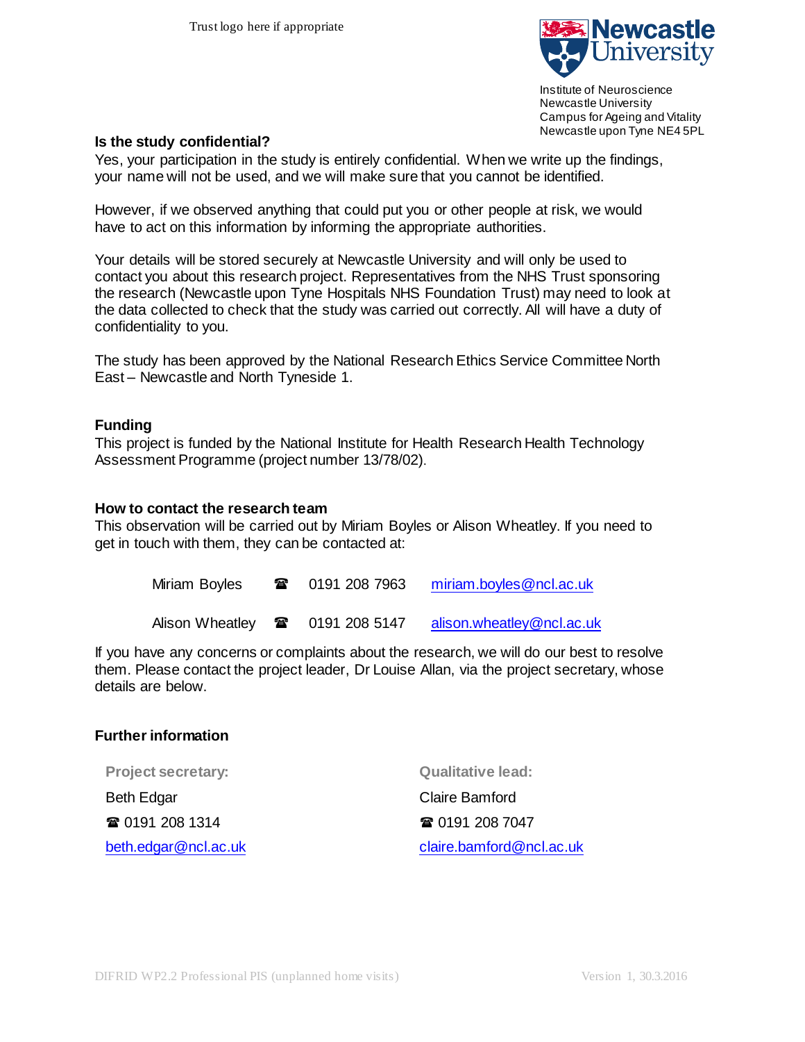Trust logo here if appropriate

Institute of Neuroscience
Newcastle University
Campus for Ageing and Vitality
Newcastle upon Tyne NE4 5PL

**Is the study confidential?**

Yes, your participation in the study is entirely confidential. When we write up the findings, your name will not be used, and we will make sure that you cannot be identified.

However, if we observed anything that could put you or other people at risk, we would have to act on this information by informing the appropriate authorities.

Your details will be stored securely at Newcastle University and will only be used to contact you about this research project. Representatives from the NHS Trust sponsoring the research (Newcastle upon Tyne Hospitals NHS Foundation Trust) may need to look at the data collected to check that the study was carried out correctly. All will have a duty of confidentiality to you.

The study has been approved by the National Research Ethics Service Committee North East – Newcastle and North Tyneside 1.

**Funding**

This project is funded by the National Institute for Health Research Health Technology Assessment Programme (project number 13/78/02).

**How to contact the research team**

This observation will be carried out by Miriam Boyles or Alison Wheatley. If you need to get in touch with them, they can be contacted at:

| | | | |
|---|---|---|---|
| Miriam Boyles | ☎ | 0191 208 7963 | miriam.boyles@ncl.ac.uk |
| Alison Wheatley | ☎ | 0191 208 5147 | alison.wheatley@ncl.ac.uk |

If you have any concerns or complaints about the research, we will do our best to resolve them. Please contact the project leader, Dr Louise Allan, via the project secretary, whose details are below.

**Further information**

| Project secretary: | Qualitative lead: |
|---|---|
| Beth Edgar | Claire Bamford |
| ☎ 0191 208 1314 | ☎ 0191 208 7047 |
| beth.edgar@ncl.ac.uk | claire.bamford@ncl.ac.uk |

DIFRID WP2.2 Professional PIS (unplanned home visits) Version 1, 30.3.2016